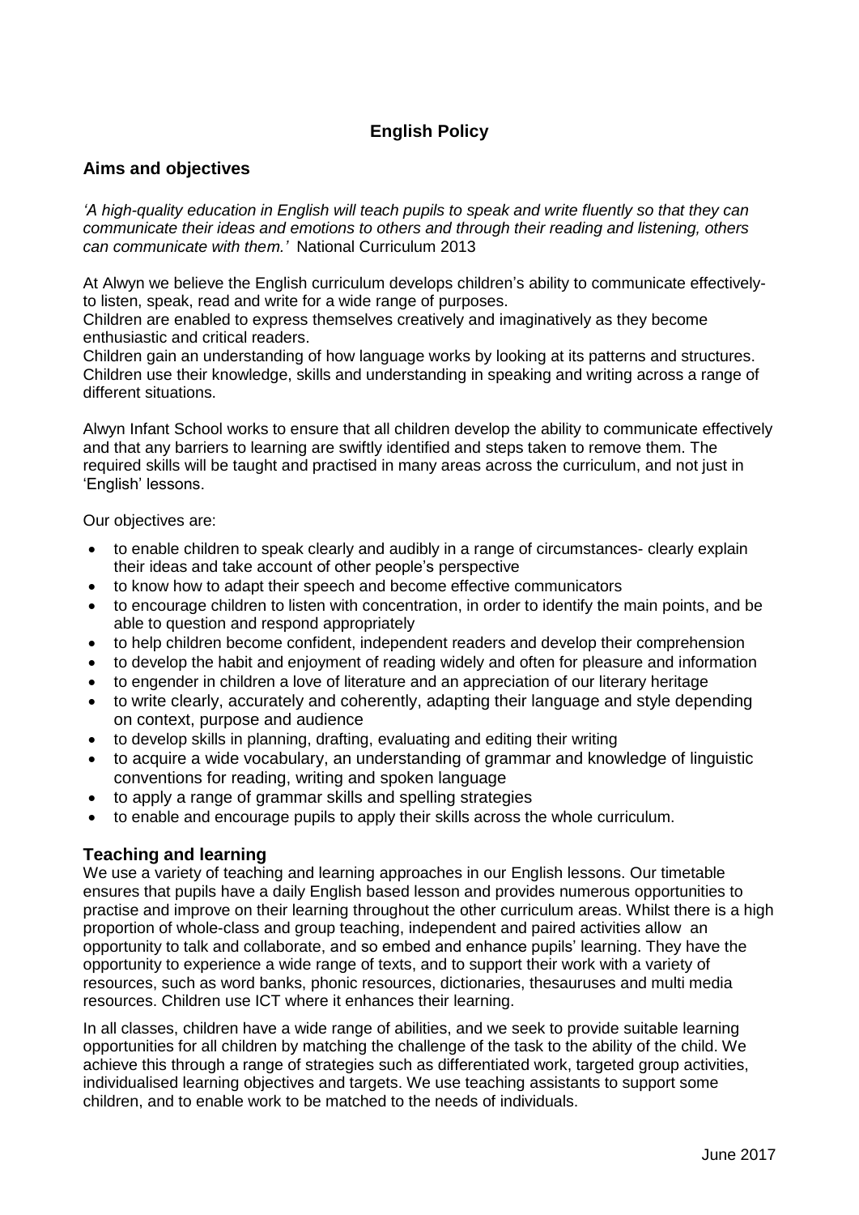# English Policy

## Aims and objectives

*'A high-quality education in English will teach pupils to speak and write fluently so that they can communicate their ideas and emotions to others and through their reading and listening, others can communicate with them.'* National Curriculum 2013

At Alwyn we believe the English curriculum develops children's ability to communicate effectively- to listen, speak, read and write for a wide range of purposes.
Children are enabled to express themselves creatively and imaginatively as they become enthusiastic and critical readers.
Children gain an understanding of how language works by looking at its patterns and structures.
Children use their knowledge, skills and understanding in speaking and writing across a range of different situations.

Alwyn Infant School works to ensure that all children develop the ability to communicate effectively and that any barriers to learning are swiftly identified and steps taken to remove them. The required skills will be taught and practised in many areas across the curriculum, and not just in 'English' lessons.

Our objectives are:

- to enable children to speak clearly and audibly in a range of circumstances- clearly explain their ideas and take account of other people's perspective
- to know how to adapt their speech and become effective communicators
- to encourage children to listen with concentration, in order to identify the main points, and be able to question and respond appropriately
- to help children become confident, independent readers and develop their comprehension
- to develop the habit and enjoyment of reading widely and often for pleasure and information
- to engender in children a love of literature and an appreciation of our literary heritage
- to write clearly, accurately and coherently, adapting their language and style depending on context, purpose and audience
- to develop skills in planning, drafting, evaluating and editing their writing
- to acquire a wide vocabulary, an understanding of grammar and knowledge of linguistic conventions for reading, writing and spoken language
- to apply a range of grammar skills and spelling strategies
- to enable and encourage pupils to apply their skills across the whole curriculum.

## Teaching and learning

We use a variety of teaching and learning approaches in our English lessons. Our timetable ensures that pupils have a daily English based lesson and provides numerous opportunities to practise and improve on their learning throughout the other curriculum areas. Whilst there is a high proportion of whole-class and group teaching, independent and paired activities allow an opportunity to talk and collaborate, and so embed and enhance pupils' learning. They have the opportunity to experience a wide range of texts, and to support their work with a variety of resources, such as word banks, phonic resources, dictionaries, thesauruses and multi media resources. Children use ICT where it enhances their learning.

In all classes, children have a wide range of abilities, and we seek to provide suitable learning opportunities for all children by matching the challenge of the task to the ability of the child. We achieve this through a range of strategies such as differentiated work, targeted group activities, individualised learning objectives and targets. We use teaching assistants to support some children, and to enable work to be matched to the needs of individuals.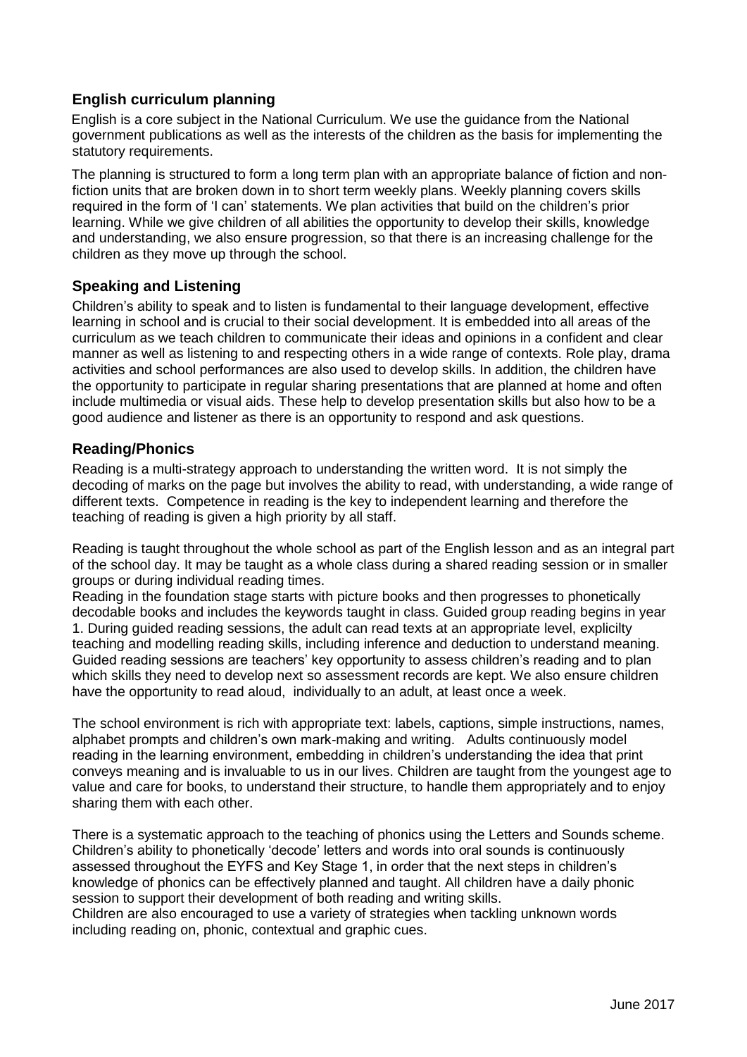## English curriculum planning

English is a core subject in the National Curriculum. We use the guidance from the National government publications as well as the interests of the children as the basis for implementing the statutory requirements.

The planning is structured to form a long term plan with an appropriate balance of fiction and non-fiction units that are broken down in to short term weekly plans. Weekly planning covers skills required in the form of 'I can' statements. We plan activities that build on the children's prior learning. While we give children of all abilities the opportunity to develop their skills, knowledge and understanding, we also ensure progression, so that there is an increasing challenge for the children as they move up through the school.

## Speaking and Listening

Children's ability to speak and to listen is fundamental to their language development, effective learning in school and is crucial to their social development. It is embedded into all areas of the curriculum as we teach children to communicate their ideas and opinions in a confident and clear manner as well as listening to and respecting others in a wide range of contexts. Role play, drama activities and school performances are also used to develop skills. In addition, the children have the opportunity to participate in regular sharing presentations that are planned at home and often include multimedia or visual aids. These help to develop presentation skills but also how to be a good audience and listener as there is an opportunity to respond and ask questions.

## Reading/Phonics

Reading is a multi-strategy approach to understanding the written word. It is not simply the decoding of marks on the page but involves the ability to read, with understanding, a wide range of different texts. Competence in reading is the key to independent learning and therefore the teaching of reading is given a high priority by all staff.

Reading is taught throughout the whole school as part of the English lesson and as an integral part of the school day. It may be taught as a whole class during a shared reading session or in smaller groups or during individual reading times.
Reading in the foundation stage starts with picture books and then progresses to phonetically decodable books and includes the keywords taught in class. Guided group reading begins in year 1. During guided reading sessions, the adult can read texts at an appropriate level, explicilty teaching and modelling reading skills, including inference and deduction to understand meaning. Guided reading sessions are teachers' key opportunity to assess children's reading and to plan which skills they need to develop next so assessment records are kept. We also ensure children have the opportunity to read aloud, individually to an adult, at least once a week.

The school environment is rich with appropriate text: labels, captions, simple instructions, names, alphabet prompts and children's own mark-making and writing. Adults continuously model reading in the learning environment, embedding in children's understanding the idea that print conveys meaning and is invaluable to us in our lives. Children are taught from the youngest age to value and care for books, to understand their structure, to handle them appropriately and to enjoy sharing them with each other.

There is a systematic approach to the teaching of phonics using the Letters and Sounds scheme. Children's ability to phonetically 'decode' letters and words into oral sounds is continuously assessed throughout the EYFS and Key Stage 1, in order that the next steps in children's knowledge of phonics can be effectively planned and taught. All children have a daily phonic session to support their development of both reading and writing skills.
Children are also encouraged to use a variety of strategies when tackling unknown words including reading on, phonic, contextual and graphic cues.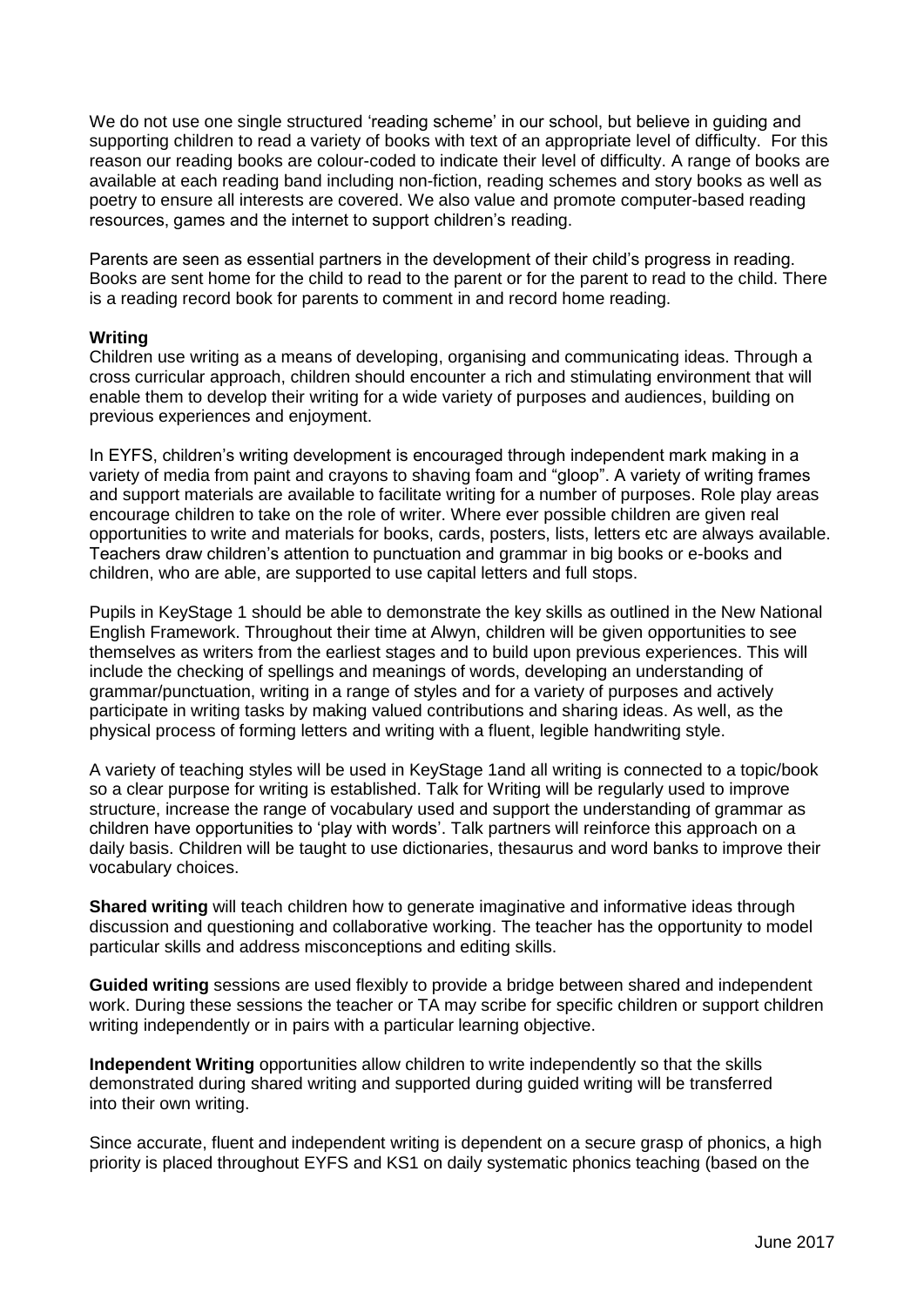We do not use one single structured 'reading scheme' in our school, but believe in guiding and supporting children to read a variety of books with text of an appropriate level of difficulty. For this reason our reading books are colour-coded to indicate their level of difficulty. A range of books are available at each reading band including non-fiction, reading schemes and story books as well as poetry to ensure all interests are covered. We also value and promote computer-based reading resources, games and the internet to support children's reading.

Parents are seen as essential partners in the development of their child's progress in reading. Books are sent home for the child to read to the parent or for the parent to read to the child. There is a reading record book for parents to comment in and record home reading.

**Writing**

Children use writing as a means of developing, organising and communicating ideas. Through a cross curricular approach, children should encounter a rich and stimulating environment that will enable them to develop their writing for a wide variety of purposes and audiences, building on previous experiences and enjoyment.

In EYFS, children's writing development is encouraged through independent mark making in a variety of media from paint and crayons to shaving foam and "gloop". A variety of writing frames and support materials are available to facilitate writing for a number of purposes. Role play areas encourage children to take on the role of writer. Where ever possible children are given real opportunities to write and materials for books, cards, posters, lists, letters etc are always available. Teachers draw children's attention to punctuation and grammar in big books or e-books and children, who are able, are supported to use capital letters and full stops.

Pupils in KeyStage 1 should be able to demonstrate the key skills as outlined in the New National English Framework. Throughout their time at Alwyn, children will be given opportunities to see themselves as writers from the earliest stages and to build upon previous experiences. This will include the checking of spellings and meanings of words, developing an understanding of grammar/punctuation, writing in a range of styles and for a variety of purposes and actively participate in writing tasks by making valued contributions and sharing ideas. As well, as the physical process of forming letters and writing with a fluent, legible handwriting style.

A variety of teaching styles will be used in KeyStage 1and all writing is connected to a topic/book so a clear purpose for writing is established. Talk for Writing will be regularly used to improve structure, increase the range of vocabulary used and support the understanding of grammar as children have opportunities to 'play with words'. Talk partners will reinforce this approach on a daily basis. Children will be taught to use dictionaries, thesaurus and word banks to improve their vocabulary choices.

**Shared writing** will teach children how to generate imaginative and informative ideas through discussion and questioning and collaborative working. The teacher has the opportunity to model particular skills and address misconceptions and editing skills.

**Guided writing** sessions are used flexibly to provide a bridge between shared and independent work. During these sessions the teacher or TA may scribe for specific children or support children writing independently or in pairs with a particular learning objective.

**Independent Writing** opportunities allow children to write independently so that the skills demonstrated during shared writing and supported during guided writing will be transferred into their own writing.

Since accurate, fluent and independent writing is dependent on a secure grasp of phonics, a high priority is placed throughout EYFS and KS1 on daily systematic phonics teaching (based on the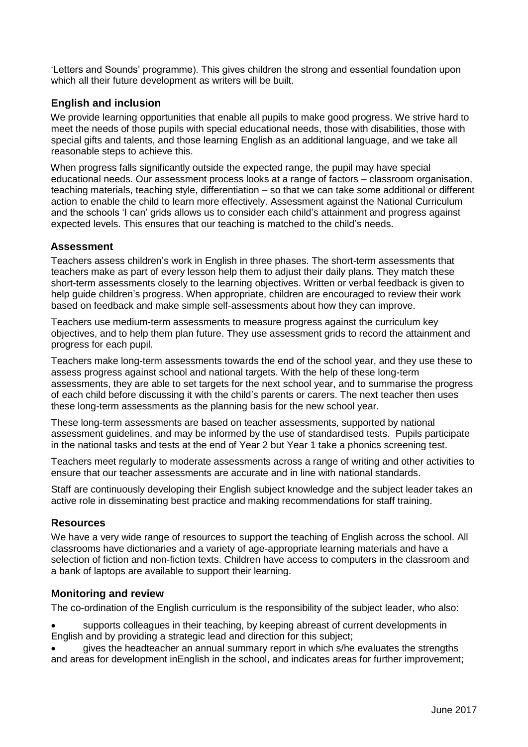'Letters and Sounds' programme). This gives children the strong and essential foundation upon which all their future development as writers will be built.

## English and inclusion

We provide learning opportunities that enable all pupils to make good progress. We strive hard to meet the needs of those pupils with special educational needs, those with disabilities, those with special gifts and talents, and those learning English as an additional language, and we take all reasonable steps to achieve this.

When progress falls significantly outside the expected range, the pupil may have special educational needs. Our assessment process looks at a range of factors – classroom organisation, teaching materials, teaching style, differentiation – so that we can take some additional or different action to enable the child to learn more effectively. Assessment against the National Curriculum and the schools 'I can' grids allows us to consider each child's attainment and progress against expected levels. This ensures that our teaching is matched to the child's needs.

## Assessment

Teachers assess children's work in English in three phases. The short-term assessments that teachers make as part of every lesson help them to adjust their daily plans. They match these short-term assessments closely to the learning objectives. Written or verbal feedback is given to help guide children's progress. When appropriate, children are encouraged to review their work based on feedback and make simple self-assessments about how they can improve.

Teachers use medium-term assessments to measure progress against the curriculum key objectives, and to help them plan future. They use assessment grids to record the attainment and progress for each pupil.

Teachers make long-term assessments towards the end of the school year, and they use these to assess progress against school and national targets. With the help of these long-term assessments, they are able to set targets for the next school year, and to summarise the progress of each child before discussing it with the child's parents or carers. The next teacher then uses these long-term assessments as the planning basis for the new school year.

These long-term assessments are based on teacher assessments, supported by national assessment guidelines, and may be informed by the use of standardised tests. Pupils participate in the national tasks and tests at the end of Year 2 but Year 1 take a phonics screening test.

Teachers meet regularly to moderate assessments across a range of writing and other activities to ensure that our teacher assessments are accurate and in line with national standards.

Staff are continuously developing their English subject knowledge and the subject leader takes an active role in disseminating best practice and making recommendations for staff training.

## Resources

We have a very wide range of resources to support the teaching of English across the school. All classrooms have dictionaries and a variety of age-appropriate learning materials and have a selection of fiction and non-fiction texts. Children have access to computers in the classroom and a bank of laptops are available to support their learning.

## Monitoring and review

The co-ordination of the English curriculum is the responsibility of the subject leader, who also:

- supports colleagues in their teaching, by keeping abreast of current developments in English and by providing a strategic lead and direction for this subject;
- gives the headteacher an annual summary report in which s/he evaluates the strengths and areas for development inEnglish in the school, and indicates areas for further improvement;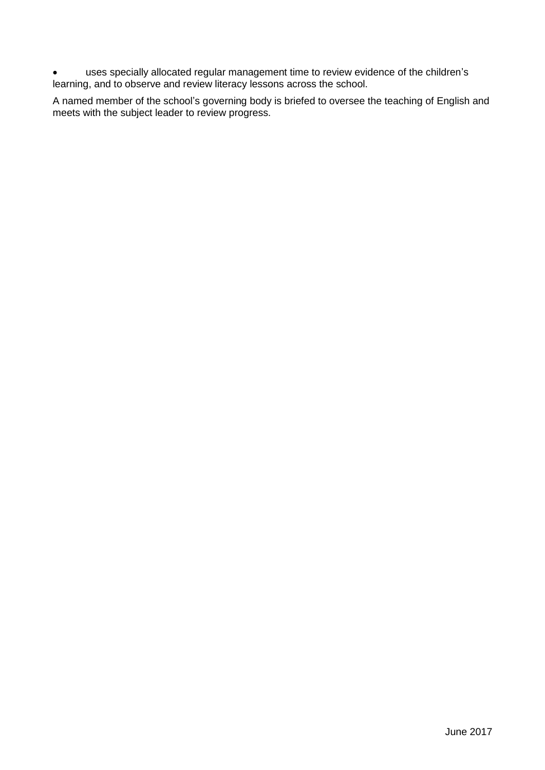- uses specially allocated regular management time to review evidence of the children's learning, and to observe and review literacy lessons across the school.

A named member of the school's governing body is briefed to oversee the teaching of English and meets with the subject leader to review progress.

June 2017